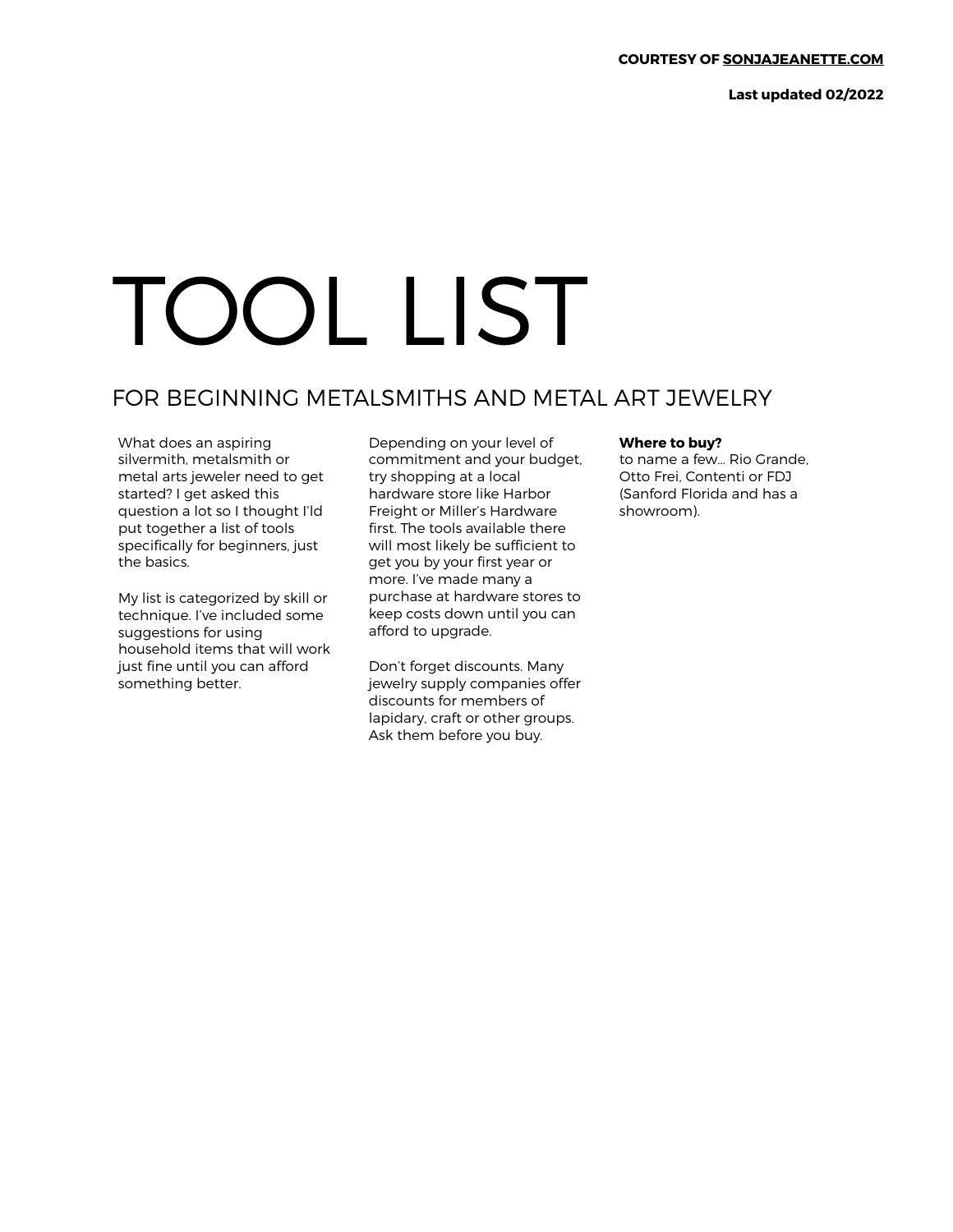COURTESY OF SONJAJEANETTE.COM

Last updated 02/2022

# TOOL LIST

## FOR BEGINNING METALSMITHS AND METAL ART JEWELRY

What does an aspiring silvermith, metalsmith or metal arts jeweler need to get started? I get asked this question a lot so I thought I'ld put together a list of tools specifically for beginners, just the basics.

My list is categorized by skill or technique. I've included some suggestions for using household items that will work just fine until you can afford something better.

Depending on your level of commitment and your budget, try shopping at a local hardware store like Harbor Freight or Miller's Hardware first. The tools available there will most likely be sufficient to get you by your first year or more. I've made many a purchase at hardware stores to keep costs down until you can afford to upgrade.

Don't forget discounts. Many jewelry supply companies offer discounts for members of lapidary, craft or other groups. Ask them before you buy.

**Where to buy?**
to name a few... Rio Grande, Otto Frei, Contenti or FDJ (Sanford Florida and has a showroom).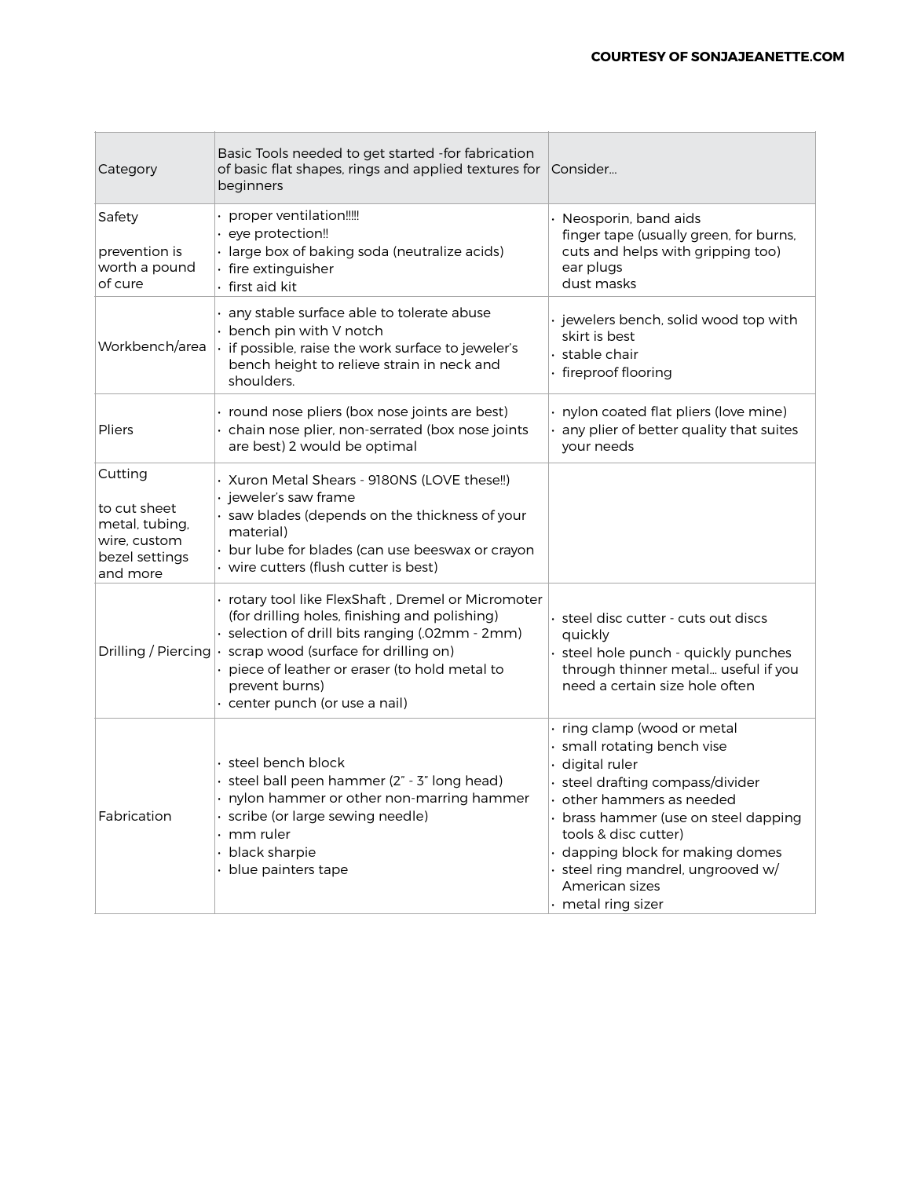| Category | Basic Tools needed to get started -for fabrication of basic flat shapes, rings and applied textures for beginners | Consider... |
|---|---|---|
| Safety<br><br>prevention is worth a pound of cure | • proper ventilation!!!!!<br>• eye protection!!<br>• large box of baking soda (neutralize acids)<br>• fire extinguisher<br>• first aid kit | • Neosporin, band aids<br>finger tape (usually green, for burns, cuts and helps with gripping too)<br>ear plugs<br>dust masks |
| Workbench/area | • any stable surface able to tolerate abuse<br>• bench pin with V notch<br>• if possible, raise the work surface to jeweler's bench height to relieve strain in neck and shoulders. | • jewelers bench, solid wood top with skirt is best<br>• stable chair<br>• fireproof flooring |
| Pliers | • round nose pliers (box nose joints are best)<br>• chain nose plier, non-serrated (box nose joints are best) 2 would be optimal | • nylon coated flat pliers (love mine)<br>• any plier of better quality that suites your needs |
| Cutting<br><br>to cut sheet metal, tubing, wire, custom bezel settings and more | • Xuron Metal Shears - 9180NS (LOVE these!!)<br>• jeweler's saw frame<br>• saw blades (depends on the thickness of your material)<br>• bur lube for blades (can use beeswax or crayon<br>• wire cutters (flush cutter is best) | |
| Drilling / Piercing | • rotary tool like FlexShaft , Dremel or Micromoter (for drilling holes, finishing and polishing)<br>• selection of drill bits ranging (.02mm - 2mm)<br>• scrap wood (surface for drilling on)<br>• piece of leather or eraser (to hold metal to prevent burns)<br>• center punch (or use a nail) | • steel disc cutter - cuts out discs quickly<br>• steel hole punch - quickly punches through thinner metal... useful if you need a certain size hole often |
| Fabrication | • steel bench block<br>• steel ball peen hammer (2" - 3" long head)<br>• nylon hammer or other non-marring hammer<br>• scribe (or large sewing needle)<br>• mm ruler<br>• black sharpie<br>• blue painters tape | • ring clamp (wood or metal<br>• small rotating bench vise<br>• digital ruler<br>• steel drafting compass/divider<br>• other hammers as needed<br>• brass hammer (use on steel dapping tools & disc cutter)<br>• dapping block for making domes<br>• steel ring mandrel, ungrooved w/ American sizes<br>• metal ring sizer |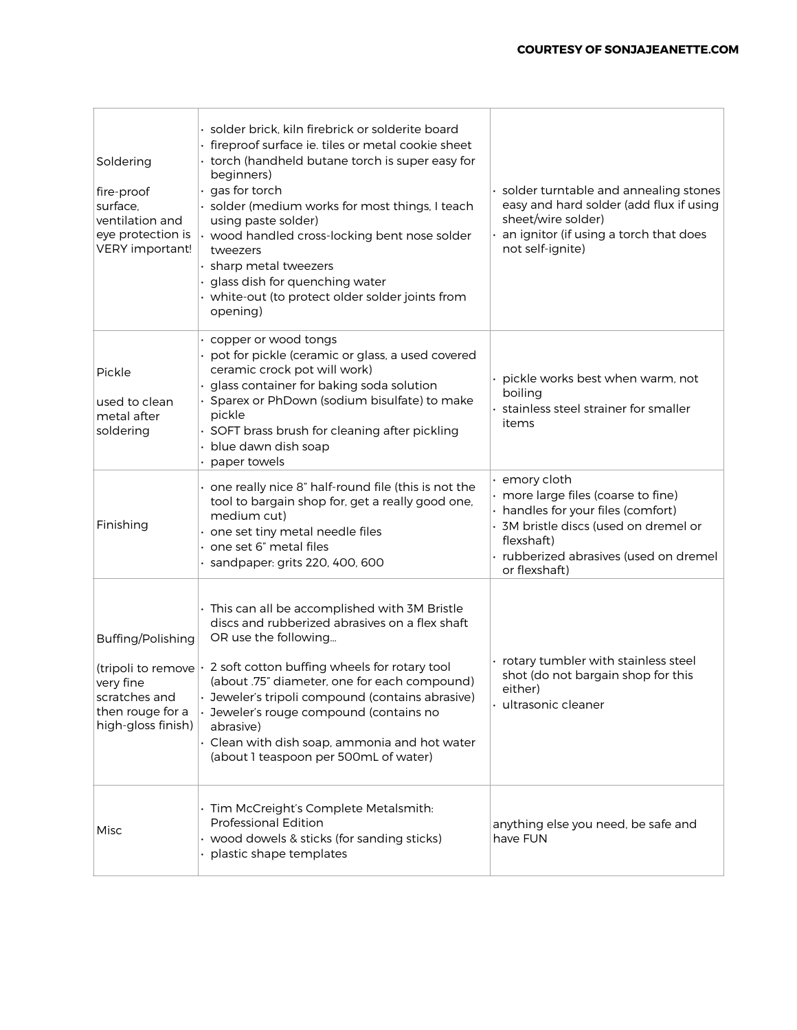| | | |
|---|---|---|
| Soldering<br><br>fire-proof surface, ventilation and eye protection is VERY important! | • solder brick, kiln firebrick or solderite board<br>• fireproof surface ie. tiles or metal cookie sheet<br>• torch (handheld butane torch is super easy for beginners)<br>• gas for torch<br>• solder (medium works for most things, I teach using paste solder)<br>• wood handled cross-locking bent nose solder tweezers<br>• sharp metal tweezers<br>• glass dish for quenching water<br>• white-out (to protect older solder joints from opening) | • solder turntable and annealing stones easy and hard solder (add flux if using sheet/wire solder)<br>• an ignitor (if using a torch that does not self-ignite) |
| Pickle<br><br>used to clean metal after soldering | • copper or wood tongs<br>• pot for pickle (ceramic or glass, a used covered ceramic crock pot will work)<br>• glass container for baking soda solution<br>• Sparex or PhDown (sodium bisulfate) to make pickle<br>• SOFT brass brush for cleaning after pickling<br>• blue dawn dish soap<br>• paper towels | • pickle works best when warm, not boiling<br>• stainless steel strainer for smaller items |
| Finishing | • one really nice 8" half-round file (this is not the tool to bargain shop for, get a really good one, medium cut)<br>• one set tiny metal needle files<br>• one set 6" metal files<br>• sandpaper: grits 220, 400, 600 | • emory cloth<br>• more large files (coarse to fine)<br>• handles for your files (comfort)<br>• 3M bristle discs (used on dremel or flexshaft)<br>• rubberized abrasives (used on dremel or flexshaft) |
| Buffing/Polishing<br><br>(tripoli to remove very fine scratches and then rouge for a high-gloss finish) | • This can all be accomplished with 3M Bristle discs and rubberized abrasives on a flex shaft OR use the following...<br><br>• 2 soft cotton buffing wheels for rotary tool (about .75" diameter, one for each compound)<br>• Jeweler's tripoli compound (contains abrasive)<br>• Jeweler's rouge compound (contains no abrasive)<br>• Clean with dish soap, ammonia and hot water (about 1 teaspoon per 500mL of water) | • rotary tumbler with stainless steel shot (do not bargain shop for this either)<br>• ultrasonic cleaner |
| Misc | • Tim McCreight's Complete Metalsmith: Professional Edition<br>• wood dowels & sticks (for sanding sticks)<br>• plastic shape templates | anything else you need, be safe and have FUN |